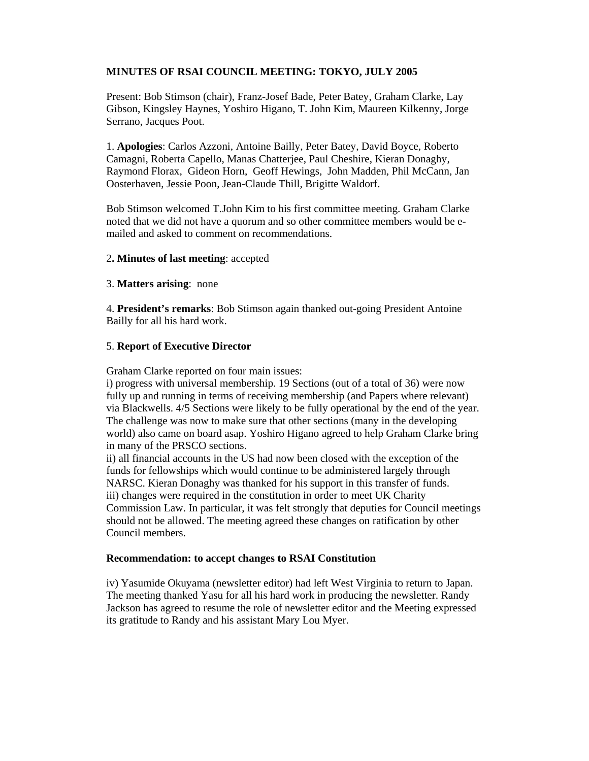**MINUTES OF RSAI COUNCIL MEETING: TOKYO, JULY 2005**

Present: Bob Stimson (chair), Franz-Josef Bade, Peter Batey, Graham Clarke, Lay Gibson, Kingsley Haynes, Yoshiro Higano, T. John Kim, Maureen Kilkenny, Jorge Serrano, Jacques Poot.

1. **Apologies**: Carlos Azzoni, Antoine Bailly, Peter Batey, David Boyce, Roberto Camagni, Roberta Capello, Manas Chatterjee, Paul Cheshire, Kieran Donaghy, Raymond Florax, Gideon Horn, Geoff Hewings, John Madden, Phil McCann, Jan Oosterhaven, Jessie Poon, Jean-Claude Thill, Brigitte Waldorf.

Bob Stimson welcomed T.John Kim to his first committee meeting. Graham Clarke noted that we did not have a quorum and so other committee members would be e-mailed and asked to comment on recommendations.

2**. Minutes of last meeting**: accepted

3. **Matters arising**: none

4. **President's remarks**: Bob Stimson again thanked out-going President Antoine Bailly for all his hard work.

5. **Report of Executive Director**

Graham Clarke reported on four main issues:
i) progress with universal membership. 19 Sections (out of a total of 36) were now fully up and running in terms of receiving membership (and Papers where relevant) via Blackwells. 4/5 Sections were likely to be fully operational by the end of the year. The challenge was now to make sure that other sections (many in the developing world) also came on board asap. Yoshiro Higano agreed to help Graham Clarke bring in many of the PRSCO sections.
ii) all financial accounts in the US had now been closed with the exception of the funds for fellowships which would continue to be administered largely through NARSC. Kieran Donaghy was thanked for his support in this transfer of funds.
iii) changes were required in the constitution in order to meet UK Charity Commission Law. In particular, it was felt strongly that deputies for Council meetings should not be allowed. The meeting agreed these changes on ratification by other Council members.

**Recommendation: to accept changes to RSAI Constitution**

iv) Yasumide Okuyama (newsletter editor) had left West Virginia to return to Japan. The meeting thanked Yasu for all his hard work in producing the newsletter. Randy Jackson has agreed to resume the role of newsletter editor and the Meeting expressed its gratitude to Randy and his assistant Mary Lou Myer.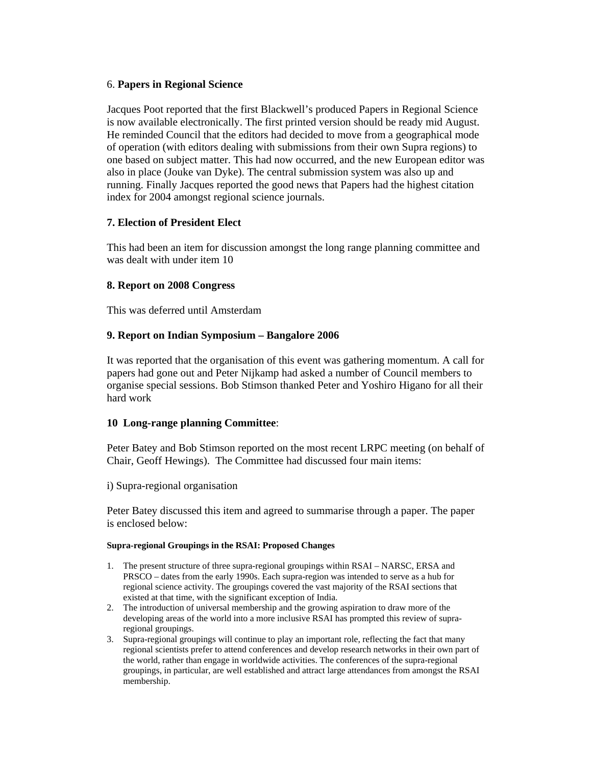6. **Papers in Regional Science**

Jacques Poot reported that the first Blackwell's produced Papers in Regional Science is now available electronically. The first printed version should be ready mid August. He reminded Council that the editors had decided to move from a geographical mode of operation (with editors dealing with submissions from their own Supra regions) to one based on subject matter. This had now occurred, and the new European editor was also in place (Jouke van Dyke). The central submission system was also up and running. Finally Jacques reported the good news that Papers had the highest citation index for 2004 amongst regional science journals.

**7. Election of President Elect**

This had been an item for discussion amongst the long range planning committee and was dealt with under item 10

**8. Report on 2008 Congress**

This was deferred until Amsterdam

**9. Report on Indian Symposium – Bangalore 2006**

It was reported that the organisation of this event was gathering momentum. A call for papers had gone out and Peter Nijkamp had asked a number of Council members to organise special sessions. Bob Stimson thanked Peter and Yoshiro Higano for all their hard work

**10 Long-range planning Committee**:

Peter Batey and Bob Stimson reported on the most recent LRPC meeting (on behalf of Chair, Geoff Hewings). The Committee had discussed four main items:

i) Supra-regional organisation

Peter Batey discussed this item and agreed to summarise through a paper. The paper is enclosed below:

**Supra-regional Groupings in the RSAI: Proposed Changes**

1. The present structure of three supra-regional groupings within RSAI – NARSC, ERSA and PRSCO – dates from the early 1990s. Each supra-region was intended to serve as a hub for regional science activity. The groupings covered the vast majority of the RSAI sections that existed at that time, with the significant exception of India.
2. The introduction of universal membership and the growing aspiration to draw more of the developing areas of the world into a more inclusive RSAI has prompted this review of supra-regional groupings.
3. Supra-regional groupings will continue to play an important role, reflecting the fact that many regional scientists prefer to attend conferences and develop research networks in their own part of the world, rather than engage in worldwide activities. The conferences of the supra-regional groupings, in particular, are well established and attract large attendances from amongst the RSAI membership.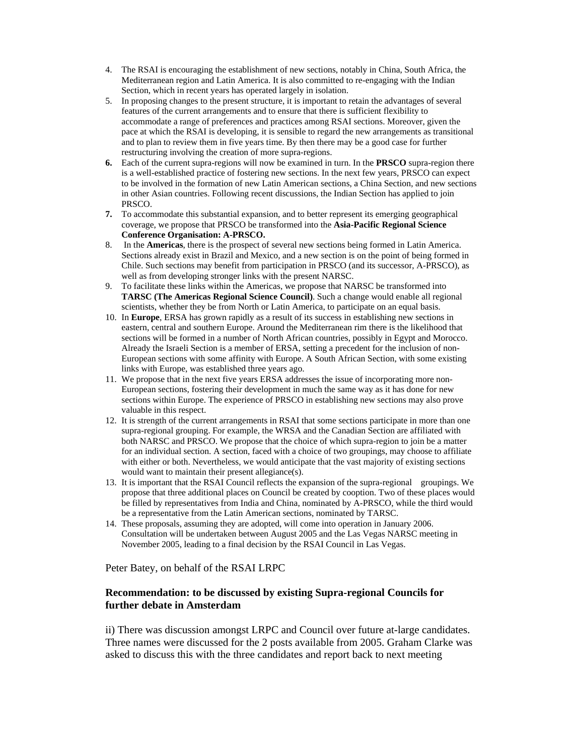4. The RSAI is encouraging the establishment of new sections, notably in China, South Africa, the Mediterranean region and Latin America. It is also committed to re-engaging with the Indian Section, which in recent years has operated largely in isolation.
5. In proposing changes to the present structure, it is important to retain the advantages of several features of the current arrangements and to ensure that there is sufficient flexibility to accommodate a range of preferences and practices among RSAI sections. Moreover, given the pace at which the RSAI is developing, it is sensible to regard the new arrangements as transitional and to plan to review them in five years time. By then there may be a good case for further restructuring involving the creation of more supra-regions.
6. Each of the current supra-regions will now be examined in turn. In the **PRSCO** supra-region there is a well-established practice of fostering new sections. In the next few years, PRSCO can expect to be involved in the formation of new Latin American sections, a China Section, and new sections in other Asian countries. Following recent discussions, the Indian Section has applied to join PRSCO.
7. To accommodate this substantial expansion, and to better represent its emerging geographical coverage, we propose that PRSCO be transformed into the **Asia-Pacific Regional Science Conference Organisation: A-PRSCO.**
8. In the **Americas**, there is the prospect of several new sections being formed in Latin America. Sections already exist in Brazil and Mexico, and a new section is on the point of being formed in Chile. Such sections may benefit from participation in PRSCO (and its successor, A-PRSCO), as well as from developing stronger links with the present NARSC.
9. To facilitate these links within the Americas, we propose that NARSC be transformed into **TARSC (The Americas Regional Science Council)**. Such a change would enable all regional scientists, whether they be from North or Latin America, to participate on an equal basis.
10. In **Europe**, ERSA has grown rapidly as a result of its success in establishing new sections in eastern, central and southern Europe. Around the Mediterranean rim there is the likelihood that sections will be formed in a number of North African countries, possibly in Egypt and Morocco. Already the Israeli Section is a member of ERSA, setting a precedent for the inclusion of non-European sections with some affinity with Europe. A South African Section, with some existing links with Europe, was established three years ago.
11. We propose that in the next five years ERSA addresses the issue of incorporating more non-European sections, fostering their development in much the same way as it has done for new sections within Europe. The experience of PRSCO in establishing new sections may also prove valuable in this respect.
12. It is strength of the current arrangements in RSAI that some sections participate in more than one supra-regional grouping. For example, the WRSA and the Canadian Section are affiliated with both NARSC and PRSCO. We propose that the choice of which supra-region to join be a matter for an individual section. A section, faced with a choice of two groupings, may choose to affiliate with either or both. Nevertheless, we would anticipate that the vast majority of existing sections would want to maintain their present allegiance(s).
13. It is important that the RSAI Council reflects the expansion of the supra-regional groupings. We propose that three additional places on Council be created by cooption. Two of these places would be filled by representatives from India and China, nominated by A-PRSCO, while the third would be a representative from the Latin American sections, nominated by TARSC.
14. These proposals, assuming they are adopted, will come into operation in January 2006. Consultation will be undertaken between August 2005 and the Las Vegas NARSC meeting in November 2005, leading to a final decision by the RSAI Council in Las Vegas.

Peter Batey, on behalf of the RSAI LRPC

**Recommendation: to be discussed by existing Supra-regional Councils for further debate in Amsterdam**

ii) There was discussion amongst LRPC and Council over future at-large candidates. Three names were discussed for the 2 posts available from 2005. Graham Clarke was asked to discuss this with the three candidates and report back to next meeting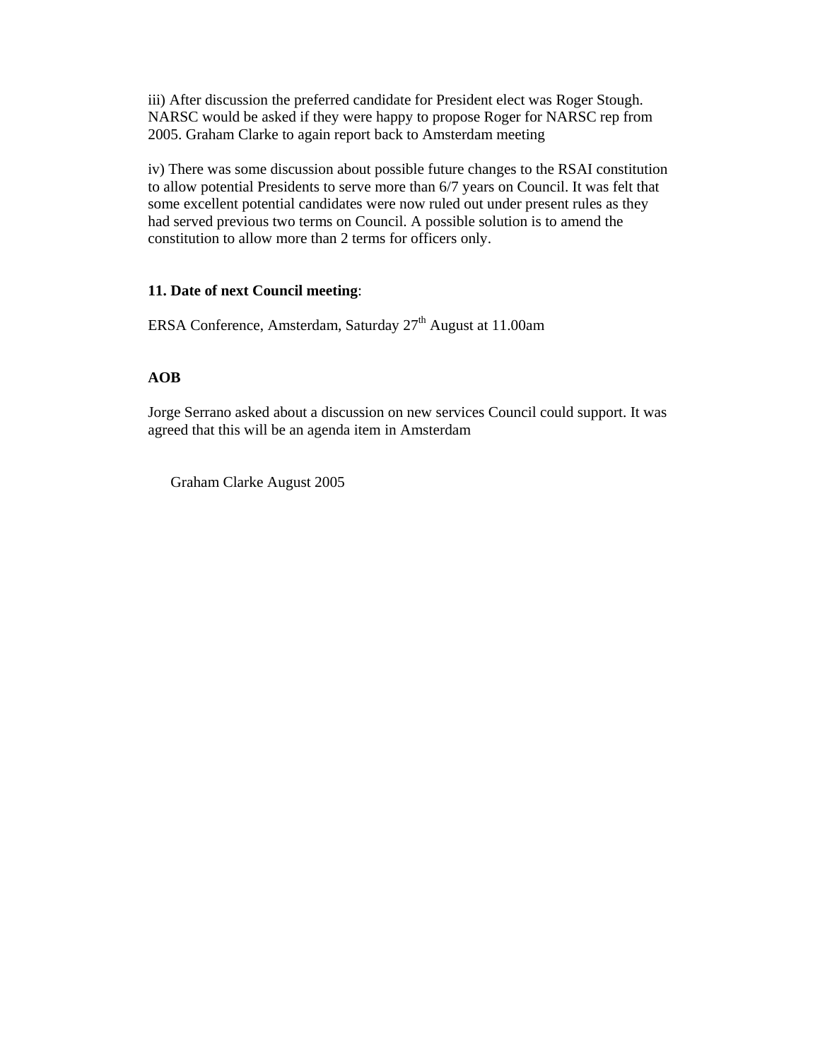iii) After discussion the preferred candidate for President elect was Roger Stough. NARSC would be asked if they were happy to propose Roger for NARSC rep from 2005. Graham Clarke to again report back to Amsterdam meeting

iv) There was some discussion about possible future changes to the RSAI constitution to allow potential Presidents to serve more than 6/7 years on Council. It was felt that some excellent potential candidates were now ruled out under present rules as they had served previous two terms on Council. A possible solution is to amend the constitution to allow more than 2 terms for officers only.

**11. Date of next Council meeting**:

ERSA Conference, Amsterdam, Saturday 27th August at 11.00am

**AOB**

Jorge Serrano asked about a discussion on new services Council could support. It was agreed that this will be an agenda item in Amsterdam

Graham Clarke August 2005